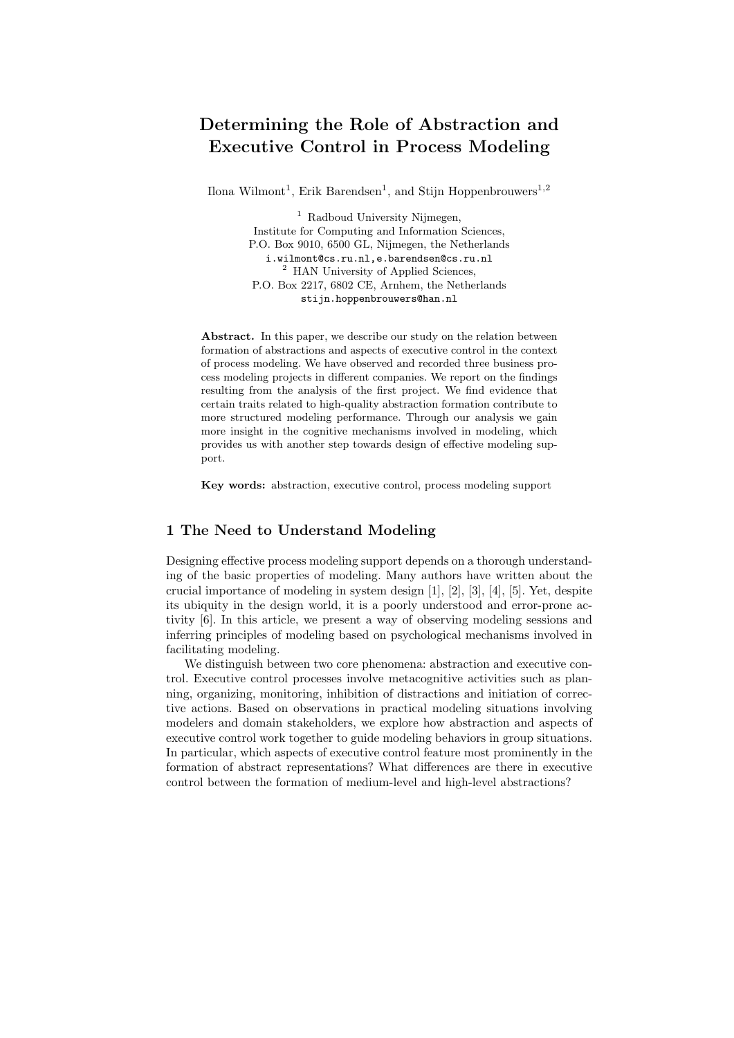# Determining the Role of Abstraction and Executive Control in Process Modeling

Ilona Wilmont[1], Erik Barendsen[1], and Stijn Hoppenbrouwers[1,2]

[1] Radboud University Nijmegen,
Institute for Computing and Information Sciences,
P.O. Box 9010, 6500 GL, Nijmegen, the Netherlands
i.wilmont@cs.ru.nl, e.barendsen@cs.ru.nl

[2] HAN University of Applied Sciences,
P.O. Box 2217, 6802 CE, Arnhem, the Netherlands
stijn.hoppenbrouwers@han.nl

**Abstract.** In this paper, we describe our study on the relation between formation of abstractions and aspects of executive control in the context of process modeling. We have observed and recorded three business process modeling projects in different companies. We report on the findings resulting from the analysis of the first project. We find evidence that certain traits related to high-quality abstraction formation contribute to more structured modeling performance. Through our analysis we gain more insight in the cognitive mechanisms involved in modeling, which provides us with another step towards design of effective modeling support.

**Key words:** abstraction, executive control, process modeling support

## 1 The Need to Understand Modeling

Designing effective process modeling support depends on a thorough understanding of the basic properties of modeling. Many authors have written about the crucial importance of modeling in system design [1], [2], [3], [4], [5]. Yet, despite its ubiquity in the design world, it is a poorly understood and error-prone activity [6]. In this article, we present a way of observing modeling sessions and inferring principles of modeling based on psychological mechanisms involved in facilitating modeling.

We distinguish between two core phenomena: abstraction and executive control. Executive control processes involve metacognitive activities such as planning, organizing, monitoring, inhibition of distractions and initiation of corrective actions. Based on observations in practical modeling situations involving modelers and domain stakeholders, we explore how abstraction and aspects of executive control work together to guide modeling behaviors in group situations. In particular, which aspects of executive control feature most prominently in the formation of abstract representations? What differences are there in executive control between the formation of medium-level and high-level abstractions?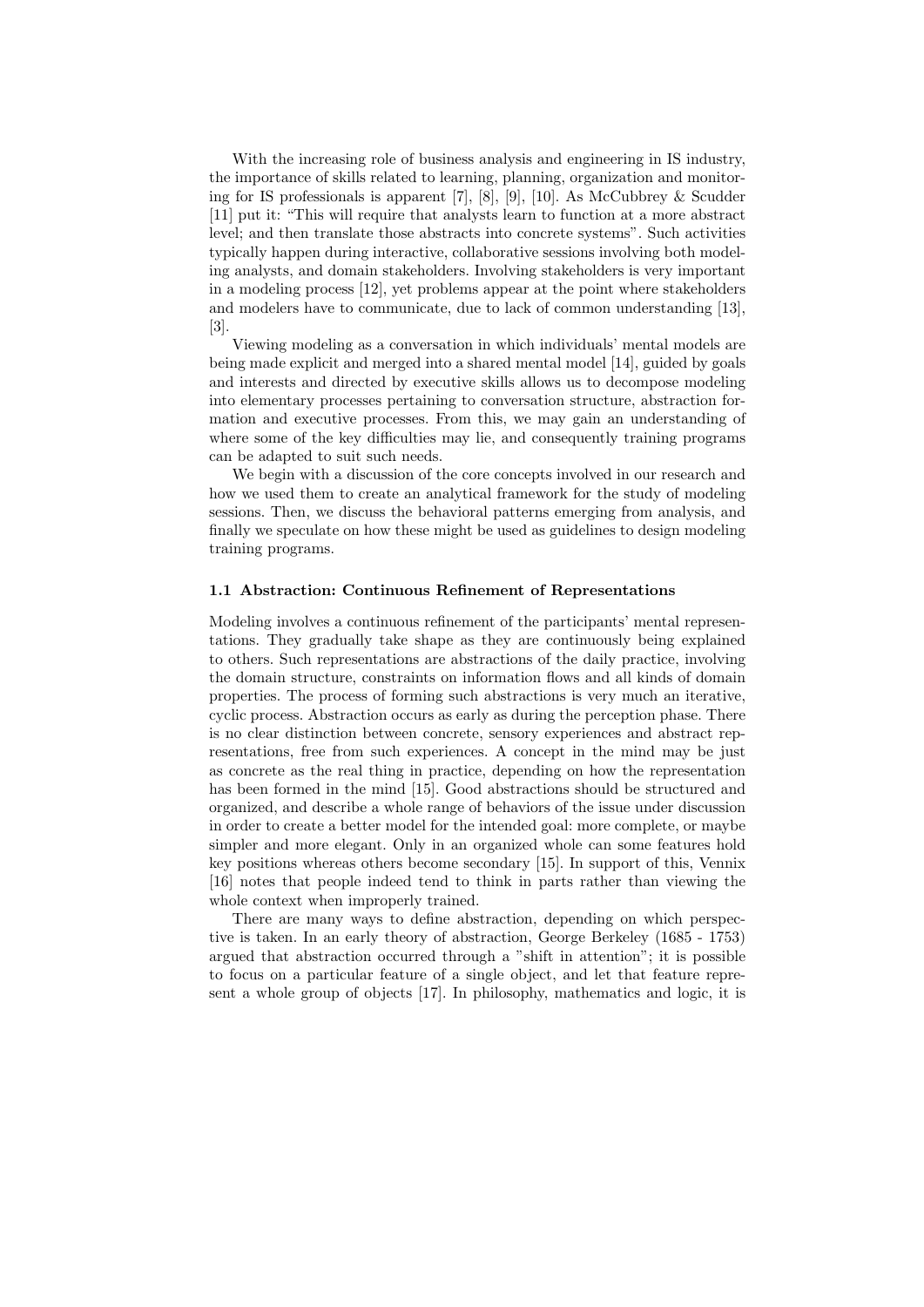With the increasing role of business analysis and engineering in IS industry, the importance of skills related to learning, planning, organization and monitoring for IS professionals is apparent [7], [8], [9], [10]. As McCubbrey & Scudder [11] put it: "This will require that analysts learn to function at a more abstract level; and then translate those abstracts into concrete systems". Such activities typically happen during interactive, collaborative sessions involving both modeling analysts, and domain stakeholders. Involving stakeholders is very important in a modeling process [12], yet problems appear at the point where stakeholders and modelers have to communicate, due to lack of common understanding [13], [3].

Viewing modeling as a conversation in which individuals' mental models are being made explicit and merged into a shared mental model [14], guided by goals and interests and directed by executive skills allows us to decompose modeling into elementary processes pertaining to conversation structure, abstraction formation and executive processes. From this, we may gain an understanding of where some of the key difficulties may lie, and consequently training programs can be adapted to suit such needs.

We begin with a discussion of the core concepts involved in our research and how we used them to create an analytical framework for the study of modeling sessions. Then, we discuss the behavioral patterns emerging from analysis, and finally we speculate on how these might be used as guidelines to design modeling training programs.

### 1.1 Abstraction: Continuous Refinement of Representations

Modeling involves a continuous refinement of the participants' mental representations. They gradually take shape as they are continuously being explained to others. Such representations are abstractions of the daily practice, involving the domain structure, constraints on information flows and all kinds of domain properties. The process of forming such abstractions is very much an iterative, cyclic process. Abstraction occurs as early as during the perception phase. There is no clear distinction between concrete, sensory experiences and abstract representations, free from such experiences. A concept in the mind may be just as concrete as the real thing in practice, depending on how the representation has been formed in the mind [15]. Good abstractions should be structured and organized, and describe a whole range of behaviors of the issue under discussion in order to create a better model for the intended goal: more complete, or maybe simpler and more elegant. Only in an organized whole can some features hold key positions whereas others become secondary [15]. In support of this, Vennix [16] notes that people indeed tend to think in parts rather than viewing the whole context when improperly trained.

There are many ways to define abstraction, depending on which perspective is taken. In an early theory of abstraction, George Berkeley (1685 - 1753) argued that abstraction occurred through a "shift in attention"; it is possible to focus on a particular feature of a single object, and let that feature represent a whole group of objects [17]. In philosophy, mathematics and logic, it is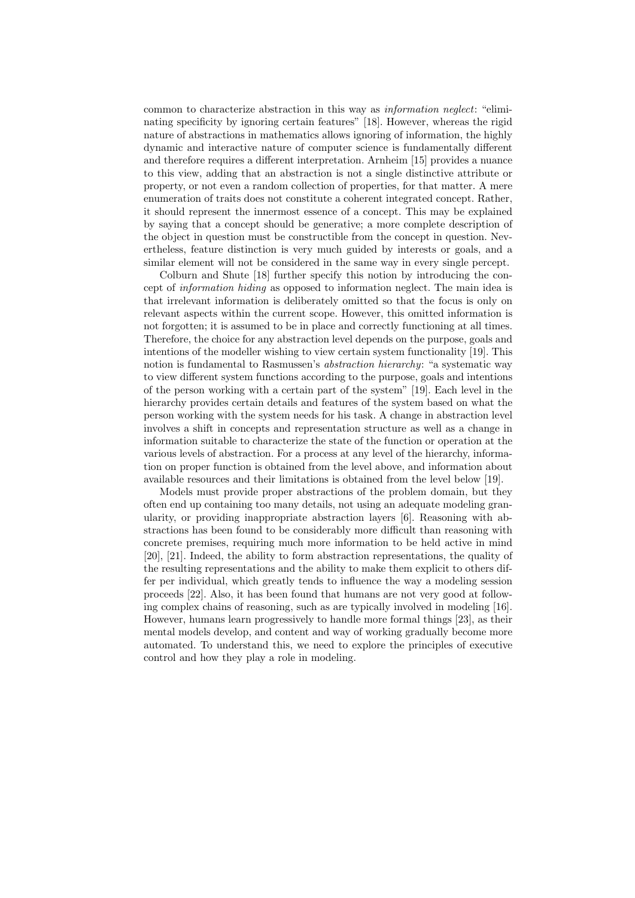common to characterize abstraction in this way as *information neglect*: "eliminating specificity by ignoring certain features" [18]. However, whereas the rigid nature of abstractions in mathematics allows ignoring of information, the highly dynamic and interactive nature of computer science is fundamentally different and therefore requires a different interpretation. Arnheim [15] provides a nuance to this view, adding that an abstraction is not a single distinctive attribute or property, or not even a random collection of properties, for that matter. A mere enumeration of traits does not constitute a coherent integrated concept. Rather, it should represent the innermost essence of a concept. This may be explained by saying that a concept should be generative; a more complete description of the object in question must be constructible from the concept in question. Nevertheless, feature distinction is very much guided by interests or goals, and a similar element will not be considered in the same way in every single percept.

Colburn and Shute [18] further specify this notion by introducing the concept of *information hiding* as opposed to information neglect. The main idea is that irrelevant information is deliberately omitted so that the focus is only on relevant aspects within the current scope. However, this omitted information is not forgotten; it is assumed to be in place and correctly functioning at all times. Therefore, the choice for any abstraction level depends on the purpose, goals and intentions of the modeller wishing to view certain system functionality [19]. This notion is fundamental to Rasmussen's *abstraction hierarchy*: "a systematic way to view different system functions according to the purpose, goals and intentions of the person working with a certain part of the system" [19]. Each level in the hierarchy provides certain details and features of the system based on what the person working with the system needs for his task. A change in abstraction level involves a shift in concepts and representation structure as well as a change in information suitable to characterize the state of the function or operation at the various levels of abstraction. For a process at any level of the hierarchy, information on proper function is obtained from the level above, and information about available resources and their limitations is obtained from the level below [19].

Models must provide proper abstractions of the problem domain, but they often end up containing too many details, not using an adequate modeling granularity, or providing inappropriate abstraction layers [6]. Reasoning with abstractions has been found to be considerably more difficult than reasoning with concrete premises, requiring much more information to be held active in mind [20], [21]. Indeed, the ability to form abstraction representations, the quality of the resulting representations and the ability to make them explicit to others differ per individual, which greatly tends to influence the way a modeling session proceeds [22]. Also, it has been found that humans are not very good at following complex chains of reasoning, such as are typically involved in modeling [16]. However, humans learn progressively to handle more formal things [23], as their mental models develop, and content and way of working gradually become more automated. To understand this, we need to explore the principles of executive control and how they play a role in modeling.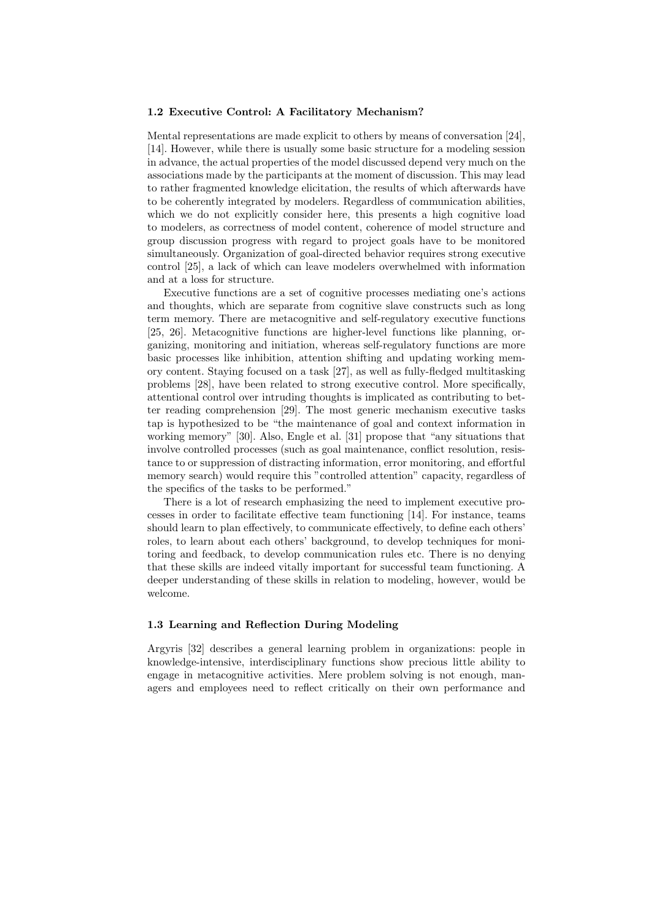### 1.2 Executive Control: A Facilitatory Mechanism?

Mental representations are made explicit to others by means of conversation [24], [14]. However, while there is usually some basic structure for a modeling session in advance, the actual properties of the model discussed depend very much on the associations made by the participants at the moment of discussion. This may lead to rather fragmented knowledge elicitation, the results of which afterwards have to be coherently integrated by modelers. Regardless of communication abilities, which we do not explicitly consider here, this presents a high cognitive load to modelers, as correctness of model content, coherence of model structure and group discussion progress with regard to project goals have to be monitored simultaneously. Organization of goal-directed behavior requires strong executive control [25], a lack of which can leave modelers overwhelmed with information and at a loss for structure.

Executive functions are a set of cognitive processes mediating one's actions and thoughts, which are separate from cognitive slave constructs such as long term memory. There are metacognitive and self-regulatory executive functions [25, 26]. Metacognitive functions are higher-level functions like planning, organizing, monitoring and initiation, whereas self-regulatory functions are more basic processes like inhibition, attention shifting and updating working memory content. Staying focused on a task [27], as well as fully-fledged multitasking problems [28], have been related to strong executive control. More specifically, attentional control over intruding thoughts is implicated as contributing to better reading comprehension [29]. The most generic mechanism executive tasks tap is hypothesized to be "the maintenance of goal and context information in working memory" [30]. Also, Engle et al. [31] propose that "any situations that involve controlled processes (such as goal maintenance, conflict resolution, resistance to or suppression of distracting information, error monitoring, and effortful memory search) would require this "controlled attention" capacity, regardless of the specifics of the tasks to be performed."

There is a lot of research emphasizing the need to implement executive processes in order to facilitate effective team functioning [14]. For instance, teams should learn to plan effectively, to communicate effectively, to define each others' roles, to learn about each others' background, to develop techniques for monitoring and feedback, to develop communication rules etc. There is no denying that these skills are indeed vitally important for successful team functioning. A deeper understanding of these skills in relation to modeling, however, would be welcome.

### 1.3 Learning and Reflection During Modeling

Argyris [32] describes a general learning problem in organizations: people in knowledge-intensive, interdisciplinary functions show precious little ability to engage in metacognitive activities. Mere problem solving is not enough, managers and employees need to reflect critically on their own performance and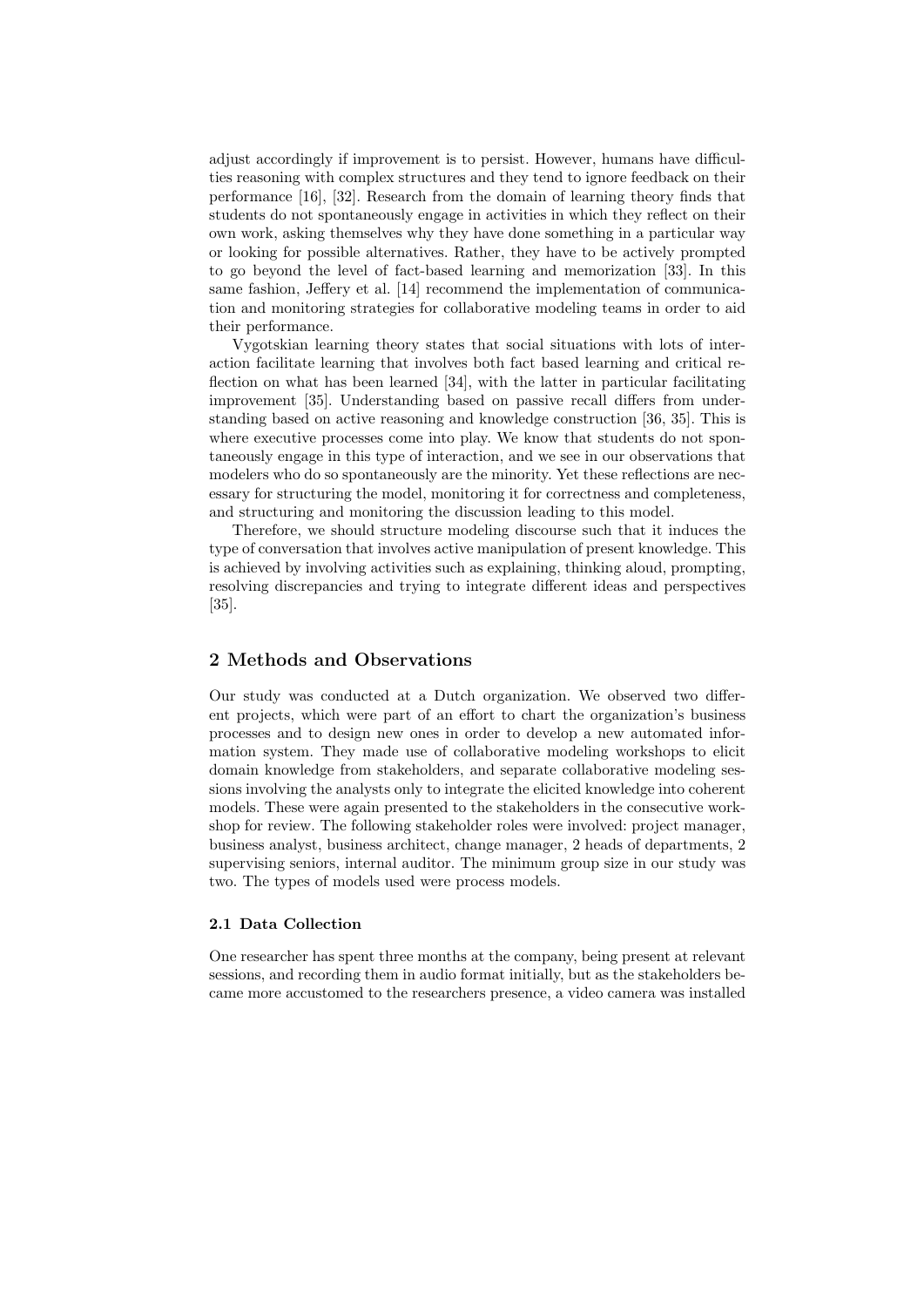adjust accordingly if improvement is to persist. However, humans have difficulties reasoning with complex structures and they tend to ignore feedback on their performance [16], [32]. Research from the domain of learning theory finds that students do not spontaneously engage in activities in which they reflect on their own work, asking themselves why they have done something in a particular way or looking for possible alternatives. Rather, they have to be actively prompted to go beyond the level of fact-based learning and memorization [33]. In this same fashion, Jeffery et al. [14] recommend the implementation of communication and monitoring strategies for collaborative modeling teams in order to aid their performance.

Vygotskian learning theory states that social situations with lots of interaction facilitate learning that involves both fact based learning and critical reflection on what has been learned [34], with the latter in particular facilitating improvement [35]. Understanding based on passive recall differs from understanding based on active reasoning and knowledge construction [36, 35]. This is where executive processes come into play. We know that students do not spontaneously engage in this type of interaction, and we see in our observations that modelers who do so spontaneously are the minority. Yet these reflections are necessary for structuring the model, monitoring it for correctness and completeness, and structuring and monitoring the discussion leading to this model.

Therefore, we should structure modeling discourse such that it induces the type of conversation that involves active manipulation of present knowledge. This is achieved by involving activities such as explaining, thinking aloud, prompting, resolving discrepancies and trying to integrate different ideas and perspectives [35].

## 2 Methods and Observations

Our study was conducted at a Dutch organization. We observed two different projects, which were part of an effort to chart the organization's business processes and to design new ones in order to develop a new automated information system. They made use of collaborative modeling workshops to elicit domain knowledge from stakeholders, and separate collaborative modeling sessions involving the analysts only to integrate the elicited knowledge into coherent models. These were again presented to the stakeholders in the consecutive workshop for review. The following stakeholder roles were involved: project manager, business analyst, business architect, change manager, 2 heads of departments, 2 supervising seniors, internal auditor. The minimum group size in our study was two. The types of models used were process models.

### 2.1 Data Collection

One researcher has spent three months at the company, being present at relevant sessions, and recording them in audio format initially, but as the stakeholders became more accustomed to the researchers presence, a video camera was installed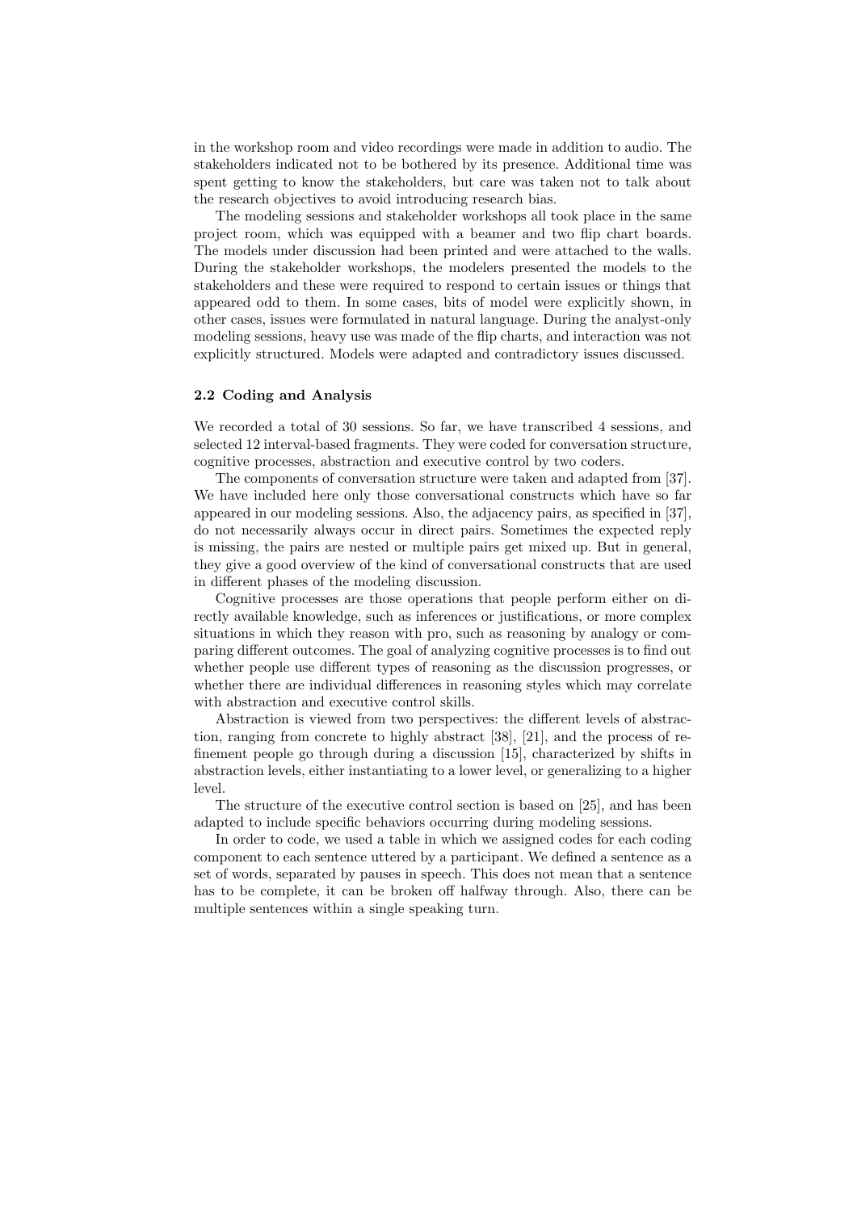in the workshop room and video recordings were made in addition to audio. The stakeholders indicated not to be bothered by its presence. Additional time was spent getting to know the stakeholders, but care was taken not to talk about the research objectives to avoid introducing research bias.

The modeling sessions and stakeholder workshops all took place in the same project room, which was equipped with a beamer and two flip chart boards. The models under discussion had been printed and were attached to the walls. During the stakeholder workshops, the modelers presented the models to the stakeholders and these were required to respond to certain issues or things that appeared odd to them. In some cases, bits of model were explicitly shown, in other cases, issues were formulated in natural language. During the analyst-only modeling sessions, heavy use was made of the flip charts, and interaction was not explicitly structured. Models were adapted and contradictory issues discussed.

### 2.2 Coding and Analysis

We recorded a total of 30 sessions. So far, we have transcribed 4 sessions, and selected 12 interval-based fragments. They were coded for conversation structure, cognitive processes, abstraction and executive control by two coders.

The components of conversation structure were taken and adapted from [37]. We have included here only those conversational constructs which have so far appeared in our modeling sessions. Also, the adjacency pairs, as specified in [37], do not necessarily always occur in direct pairs. Sometimes the expected reply is missing, the pairs are nested or multiple pairs get mixed up. But in general, they give a good overview of the kind of conversational constructs that are used in different phases of the modeling discussion.

Cognitive processes are those operations that people perform either on directly available knowledge, such as inferences or justifications, or more complex situations in which they reason with pro, such as reasoning by analogy or comparing different outcomes. The goal of analyzing cognitive processes is to find out whether people use different types of reasoning as the discussion progresses, or whether there are individual differences in reasoning styles which may correlate with abstraction and executive control skills.

Abstraction is viewed from two perspectives: the different levels of abstraction, ranging from concrete to highly abstract [38], [21], and the process of refinement people go through during a discussion [15], characterized by shifts in abstraction levels, either instantiating to a lower level, or generalizing to a higher level.

The structure of the executive control section is based on [25], and has been adapted to include specific behaviors occurring during modeling sessions.

In order to code, we used a table in which we assigned codes for each coding component to each sentence uttered by a participant. We defined a sentence as a set of words, separated by pauses in speech. This does not mean that a sentence has to be complete, it can be broken off halfway through. Also, there can be multiple sentences within a single speaking turn.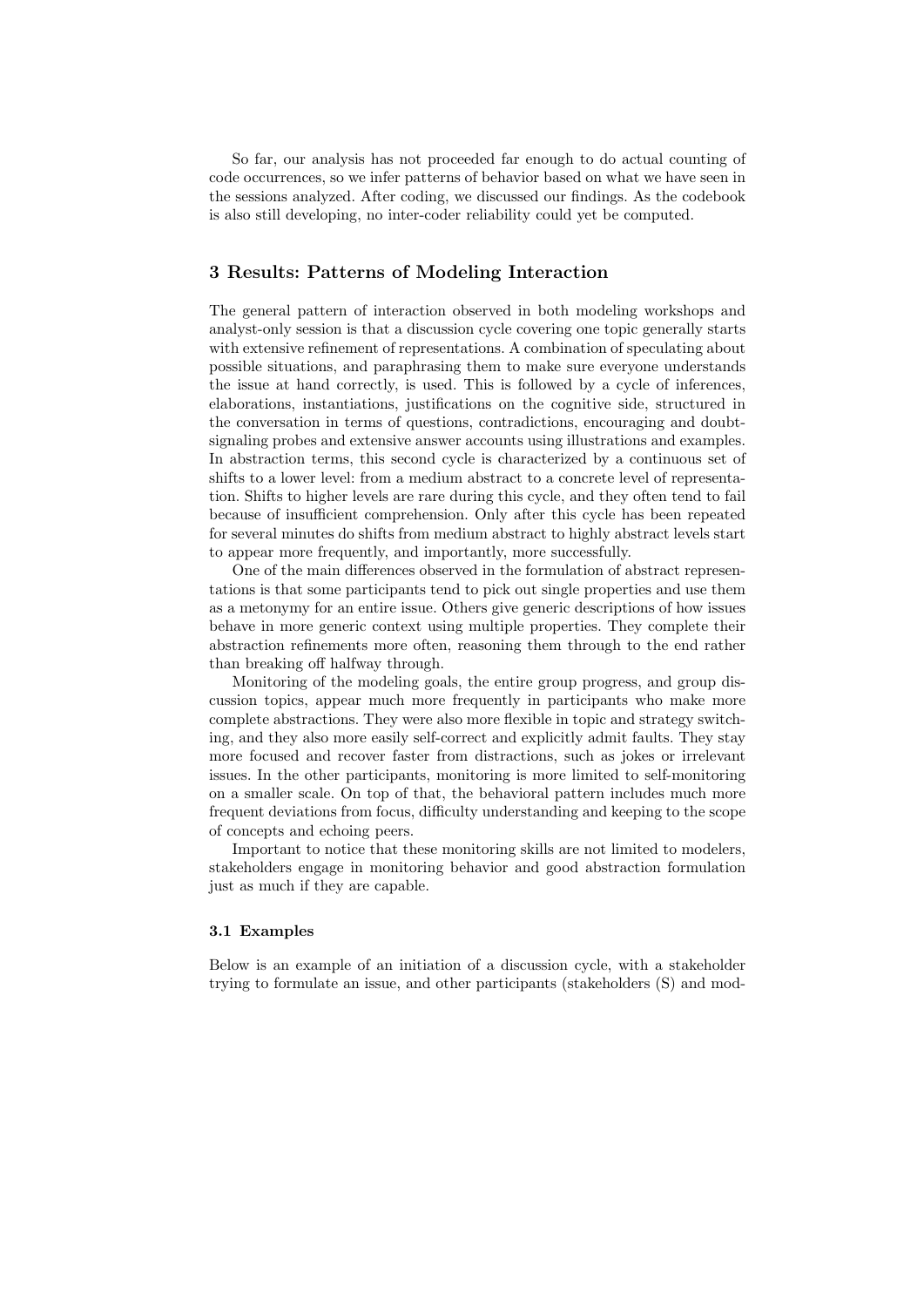So far, our analysis has not proceeded far enough to do actual counting of code occurrences, so we infer patterns of behavior based on what we have seen in the sessions analyzed. After coding, we discussed our findings. As the codebook is also still developing, no inter-coder reliability could yet be computed.

## 3 Results: Patterns of Modeling Interaction

The general pattern of interaction observed in both modeling workshops and analyst-only session is that a discussion cycle covering one topic generally starts with extensive refinement of representations. A combination of speculating about possible situations, and paraphrasing them to make sure everyone understands the issue at hand correctly, is used. This is followed by a cycle of inferences, elaborations, instantiations, justifications on the cognitive side, structured in the conversation in terms of questions, contradictions, encouraging and doubt-signaling probes and extensive answer accounts using illustrations and examples. In abstraction terms, this second cycle is characterized by a continuous set of shifts to a lower level: from a medium abstract to a concrete level of representation. Shifts to higher levels are rare during this cycle, and they often tend to fail because of insufficient comprehension. Only after this cycle has been repeated for several minutes do shifts from medium abstract to highly abstract levels start to appear more frequently, and importantly, more successfully.

One of the main differences observed in the formulation of abstract representations is that some participants tend to pick out single properties and use them as a metonymy for an entire issue. Others give generic descriptions of how issues behave in more generic context using multiple properties. They complete their abstraction refinements more often, reasoning them through to the end rather than breaking off halfway through.

Monitoring of the modeling goals, the entire group progress, and group discussion topics, appear much more frequently in participants who make more complete abstractions. They were also more flexible in topic and strategy switching, and they also more easily self-correct and explicitly admit faults. They stay more focused and recover faster from distractions, such as jokes or irrelevant issues. In the other participants, monitoring is more limited to self-monitoring on a smaller scale. On top of that, the behavioral pattern includes much more frequent deviations from focus, difficulty understanding and keeping to the scope of concepts and echoing peers.

Important to notice that these monitoring skills are not limited to modelers, stakeholders engage in monitoring behavior and good abstraction formulation just as much if they are capable.

### 3.1 Examples

Below is an example of an initiation of a discussion cycle, with a stakeholder trying to formulate an issue, and other participants (stakeholders (S) and mod-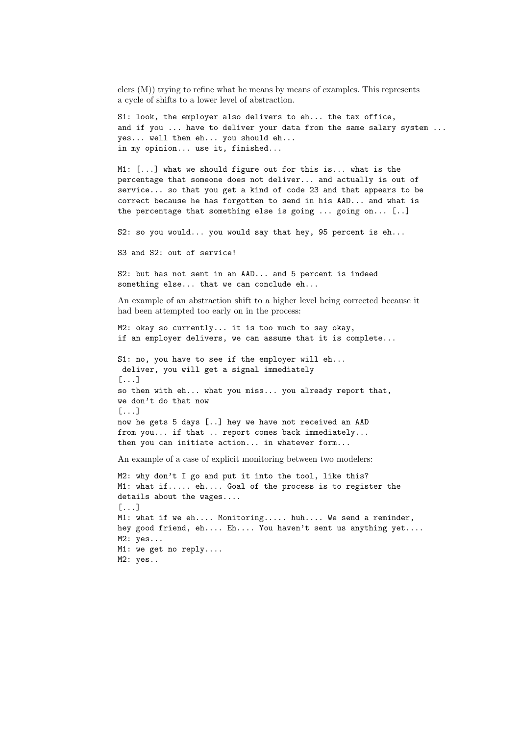elers (M)) trying to refine what he means by means of examples. This represents a cycle of shifts to a lower level of abstraction.

```
S1: look, the employer also delivers to eh... the tax office,
and if you ... have to deliver your data from the same salary system ...
yes... well then eh... you should eh...
in my opinion... use it, finished...

M1: [...] what we should figure out for this is... what is the
percentage that someone does not deliver... and actually is out of
service... so that you get a kind of code 23 and that appears to be
correct because he has forgotten to send in his AAD... and what is
the percentage that something else is going ... going on... [..]

S2: so you would... you would say that hey, 95 percent is eh...

S3 and S2: out of service!

S2: but has not sent in an AAD... and 5 percent is indeed
something else... that we can conclude eh...
```

An example of an abstraction shift to a higher level being corrected because it had been attempted too early on in the process:

```
M2: okay so currently... it is too much to say okay,
if an employer delivers, we can assume that it is complete...

S1: no, you have to see if the employer will eh...
 deliver, you will get a signal immediately
[...]
so then with eh... what you miss... you already report that,
we don't do that now
[...]
now he gets 5 days [..] hey we have not received an AAD
from you... if that .. report comes back immediately...
then you can initiate action... in whatever form...
```

An example of a case of explicit monitoring between two modelers:

```
M2: why don't I go and put it into the tool, like this?
M1: what if..... eh.... Goal of the process is to register the
details about the wages....
[...]
M1: what if we eh.... Monitoring..... huh.... We send a reminder,
hey good friend, eh.... Eh.... You haven't sent us anything yet....
M2: yes...
M1: we get no reply....
M2: yes..
```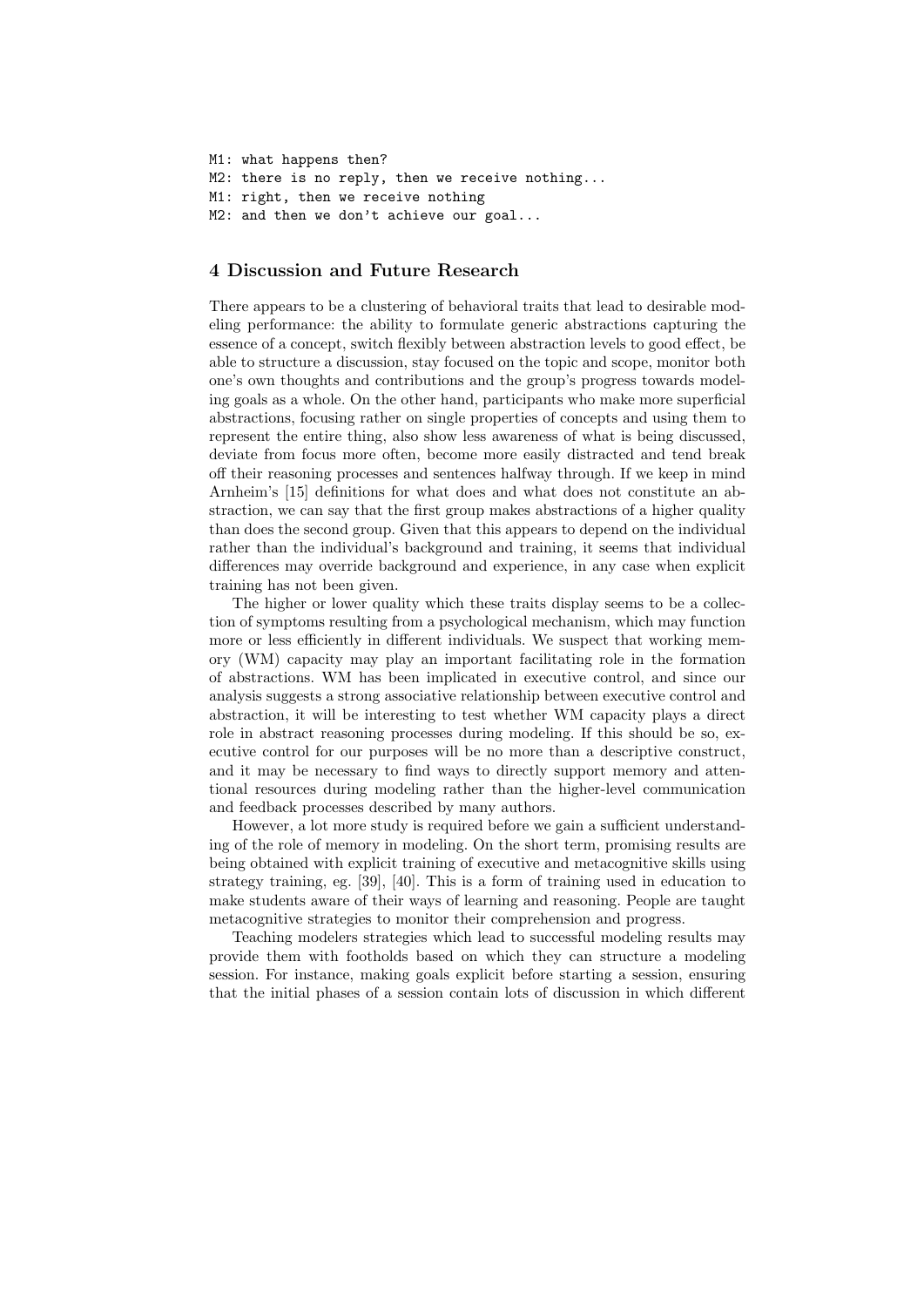```
M1: what happens then?
M2: there is no reply, then we receive nothing...
M1: right, then we receive nothing
M2: and then we don't achieve our goal...
```

## 4 Discussion and Future Research

There appears to be a clustering of behavioral traits that lead to desirable modeling performance: the ability to formulate generic abstractions capturing the essence of a concept, switch flexibly between abstraction levels to good effect, be able to structure a discussion, stay focused on the topic and scope, monitor both one's own thoughts and contributions and the group's progress towards modeling goals as a whole. On the other hand, participants who make more superficial abstractions, focusing rather on single properties of concepts and using them to represent the entire thing, also show less awareness of what is being discussed, deviate from focus more often, become more easily distracted and tend break off their reasoning processes and sentences halfway through. If we keep in mind Arnheim's [15] definitions for what does and what does not constitute an abstraction, we can say that the first group makes abstractions of a higher quality than does the second group. Given that this appears to depend on the individual rather than the individual's background and training, it seems that individual differences may override background and experience, in any case when explicit training has not been given.

The higher or lower quality which these traits display seems to be a collection of symptoms resulting from a psychological mechanism, which may function more or less efficiently in different individuals. We suspect that working memory (WM) capacity may play an important facilitating role in the formation of abstractions. WM has been implicated in executive control, and since our analysis suggests a strong associative relationship between executive control and abstraction, it will be interesting to test whether WM capacity plays a direct role in abstract reasoning processes during modeling. If this should be so, executive control for our purposes will be no more than a descriptive construct, and it may be necessary to find ways to directly support memory and attentional resources during modeling rather than the higher-level communication and feedback processes described by many authors.

However, a lot more study is required before we gain a sufficient understanding of the role of memory in modeling. On the short term, promising results are being obtained with explicit training of executive and metacognitive skills using strategy training, eg. [39], [40]. This is a form of training used in education to make students aware of their ways of learning and reasoning. People are taught metacognitive strategies to monitor their comprehension and progress.

Teaching modelers strategies which lead to successful modeling results may provide them with footholds based on which they can structure a modeling session. For instance, making goals explicit before starting a session, ensuring that the initial phases of a session contain lots of discussion in which different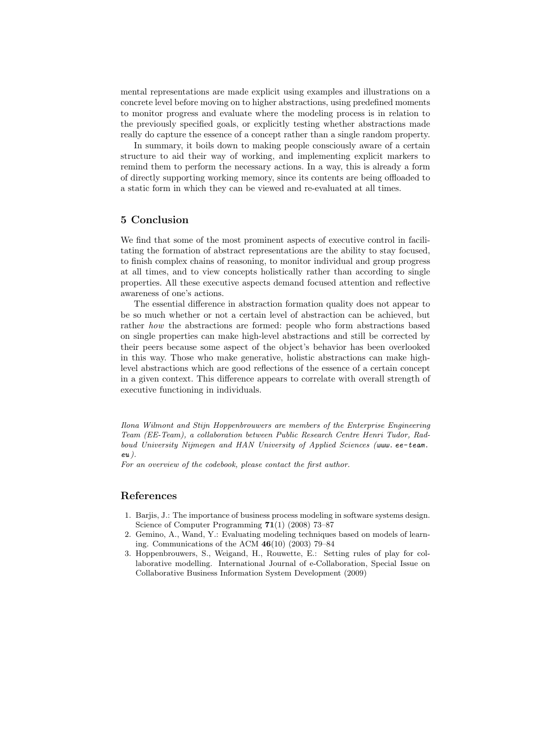mental representations are made explicit using examples and illustrations on a concrete level before moving on to higher abstractions, using predefined moments to monitor progress and evaluate where the modeling process is in relation to the previously specified goals, or explicitly testing whether abstractions made really do capture the essence of a concept rather than a single random property.

In summary, it boils down to making people consciously aware of a certain structure to aid their way of working, and implementing explicit markers to remind them to perform the necessary actions. In a way, this is already a form of directly supporting working memory, since its contents are being offloaded to a static form in which they can be viewed and re-evaluated at all times.

## 5 Conclusion

We find that some of the most prominent aspects of executive control in facilitating the formation of abstract representations are the ability to stay focused, to finish complex chains of reasoning, to monitor individual and group progress at all times, and to view concepts holistically rather than according to single properties. All these executive aspects demand focused attention and reflective awareness of one's actions.

The essential difference in abstraction formation quality does not appear to be so much whether or not a certain level of abstraction can be achieved, but rather *how* the abstractions are formed: people who form abstractions based on single properties can make high-level abstractions and still be corrected by their peers because some aspect of the object's behavior has been overlooked in this way. Those who make generative, holistic abstractions can make high-level abstractions which are good reflections of the essence of a certain concept in a given context. This difference appears to correlate with overall strength of executive functioning in individuals.

*Ilona Wilmont and Stijn Hoppenbrouwers are members of the Enterprise Engineering Team (EE-Team), a collaboration between Public Research Centre Henri Tudor, Radboud University Nijmegen and HAN University of Applied Sciences (`www.ee-team.eu`).*

*For an overview of the codebook, please contact the first author.*

## References

1. Barjis, J.: The importance of business process modeling in software systems design. Science of Computer Programming **71**(1) (2008) 73–87
2. Gemino, A., Wand, Y.: Evaluating modeling techniques based on models of learning. Communications of the ACM **46**(10) (2003) 79–84
3. Hoppenbrouwers, S., Weigand, H., Rouwette, E.: Setting rules of play for collaborative modelling. International Journal of e-Collaboration, Special Issue on Collaborative Business Information System Development (2009)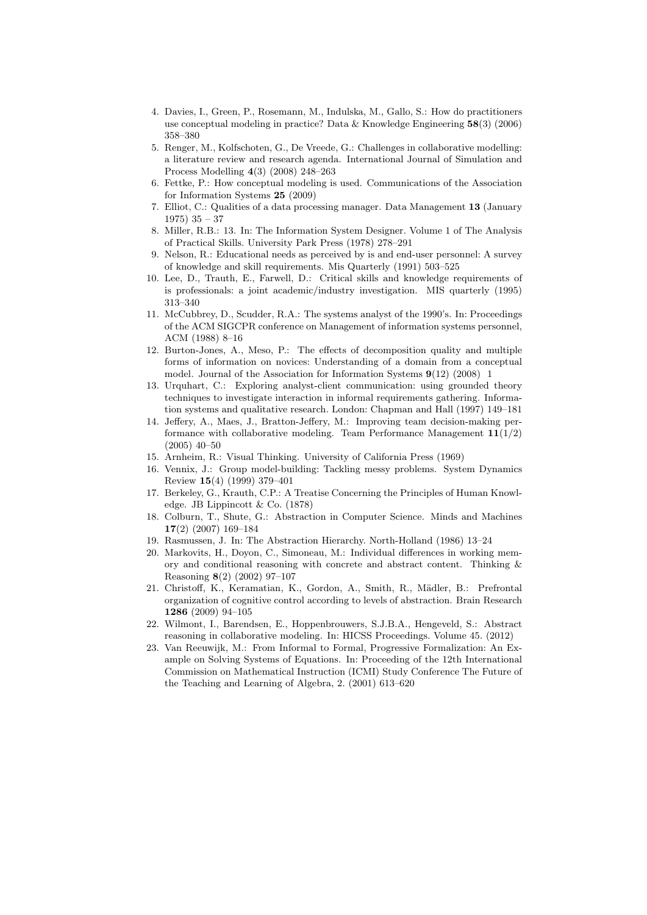4. Davies, I., Green, P., Rosemann, M., Indulska, M., Gallo, S.: How do practitioners use conceptual modeling in practice? Data & Knowledge Engineering **58**(3) (2006) 358–380
5. Renger, M., Kolfschoten, G., De Vreede, G.: Challenges in collaborative modelling: a literature review and research agenda. International Journal of Simulation and Process Modelling **4**(3) (2008) 248–263
6. Fettke, P.: How conceptual modeling is used. Communications of the Association for Information Systems **25** (2009)
7. Elliot, C.: Qualities of a data processing manager. Data Management **13** (January 1975) 35 – 37
8. Miller, R.B.: 13. In: The Information System Designer. Volume 1 of The Analysis of Practical Skills. University Park Press (1978) 278–291
9. Nelson, R.: Educational needs as perceived by is and end-user personnel: A survey of knowledge and skill requirements. Mis Quarterly (1991) 503–525
10. Lee, D., Trauth, E., Farwell, D.: Critical skills and knowledge requirements of is professionals: a joint academic/industry investigation. MIS quarterly (1995) 313–340
11. McCubbrey, D., Scudder, R.A.: The systems analyst of the 1990's. In: Proceedings of the ACM SIGCPR conference on Management of information systems personnel, ACM (1988) 8–16
12. Burton-Jones, A., Meso, P.: The effects of decomposition quality and multiple forms of information on novices: Understanding of a domain from a conceptual model. Journal of the Association for Information Systems **9**(12) (2008) 1
13. Urquhart, C.: Exploring analyst-client communication: using grounded theory techniques to investigate interaction in informal requirements gathering. Information systems and qualitative research. London: Chapman and Hall (1997) 149–181
14. Jeffery, A., Maes, J., Bratton-Jeffery, M.: Improving team decision-making performance with collaborative modeling. Team Performance Management **11**(1/2) (2005) 40–50
15. Arnheim, R.: Visual Thinking. University of California Press (1969)
16. Vennix, J.: Group model-building: Tackling messy problems. System Dynamics Review **15**(4) (1999) 379–401
17. Berkeley, G., Krauth, C.P.: A Treatise Concerning the Principles of Human Knowledge. JB Lippincott & Co. (1878)
18. Colburn, T., Shute, G.: Abstraction in Computer Science. Minds and Machines **17**(2) (2007) 169–184
19. Rasmussen, J. In: The Abstraction Hierarchy. North-Holland (1986) 13–24
20. Markovits, H., Doyon, C., Simoneau, M.: Individual differences in working memory and conditional reasoning with concrete and abstract content. Thinking & Reasoning **8**(2) (2002) 97–107
21. Christoff, K., Keramatian, K., Gordon, A., Smith, R., Mädler, B.: Prefrontal organization of cognitive control according to levels of abstraction. Brain Research **1286** (2009) 94–105
22. Wilmont, I., Barendsen, E., Hoppenbrouwers, S.J.B.A., Hengeveld, S.: Abstract reasoning in collaborative modeling. In: HICSS Proceedings. Volume 45. (2012)
23. Van Reeuwijk, M.: From Informal to Formal, Progressive Formalization: An Example on Solving Systems of Equations. In: Proceeding of the 12th International Commission on Mathematical Instruction (ICMI) Study Conference The Future of the Teaching and Learning of Algebra, 2. (2001) 613–620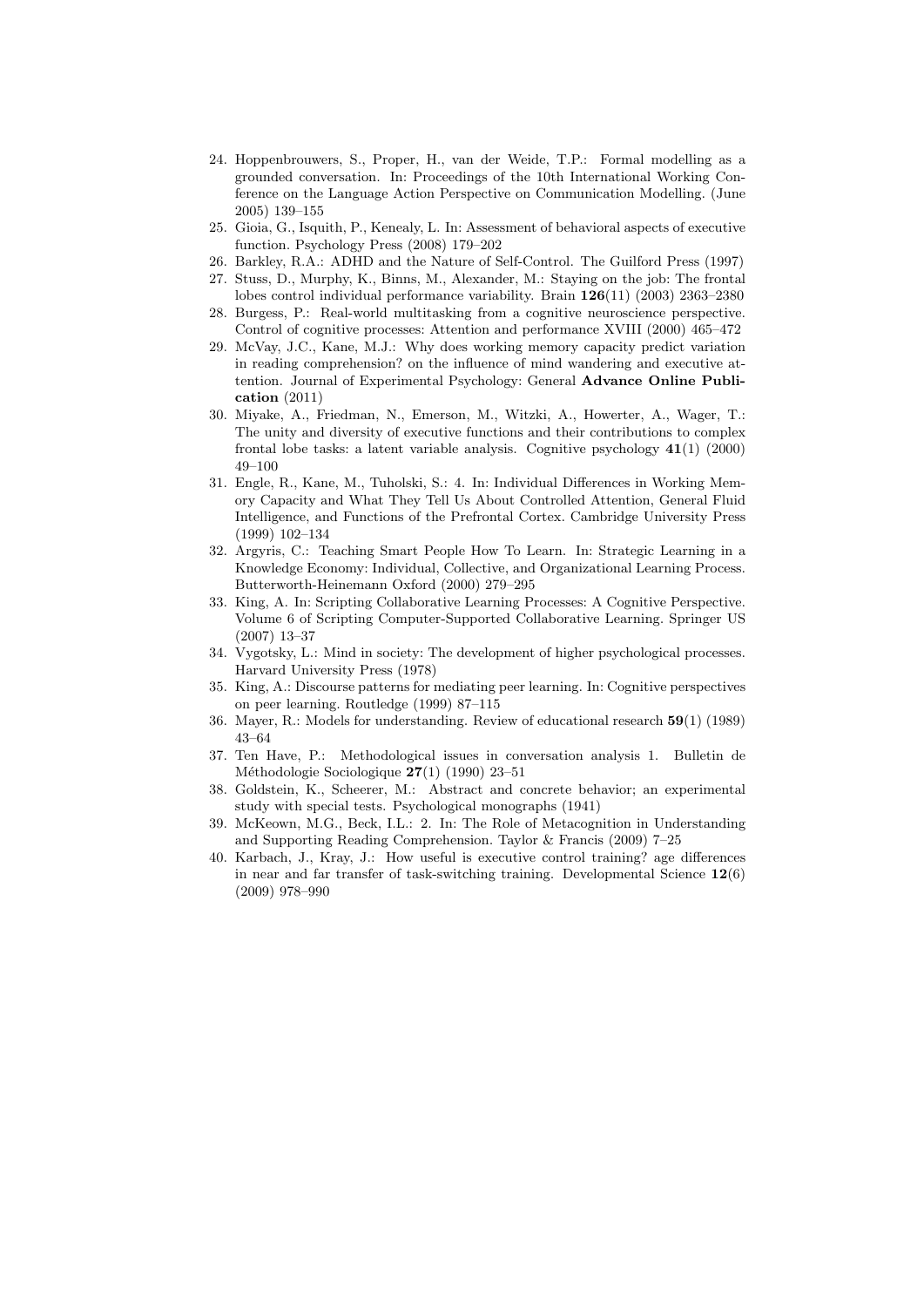24. Hoppenbrouwers, S., Proper, H., van der Weide, T.P.: Formal modelling as a grounded conversation. In: Proceedings of the 10th International Working Conference on the Language Action Perspective on Communication Modelling. (June 2005) 139–155
25. Gioia, G., Isquith, P., Kenealy, L. In: Assessment of behavioral aspects of executive function. Psychology Press (2008) 179–202
26. Barkley, R.A.: ADHD and the Nature of Self-Control. The Guilford Press (1997)
27. Stuss, D., Murphy, K., Binns, M., Alexander, M.: Staying on the job: The frontal lobes control individual performance variability. Brain **126**(11) (2003) 2363–2380
28. Burgess, P.: Real-world multitasking from a cognitive neuroscience perspective. Control of cognitive processes: Attention and performance XVIII (2000) 465–472
29. McVay, J.C., Kane, M.J.: Why does working memory capacity predict variation in reading comprehension? on the influence of mind wandering and executive attention. Journal of Experimental Psychology: General **Advance Online Publication** (2011)
30. Miyake, A., Friedman, N., Emerson, M., Witzki, A., Howerter, A., Wager, T.: The unity and diversity of executive functions and their contributions to complex frontal lobe tasks: a latent variable analysis. Cognitive psychology **41**(1) (2000) 49–100
31. Engle, R., Kane, M., Tuholski, S.: 4. In: Individual Differences in Working Memory Capacity and What They Tell Us About Controlled Attention, General Fluid Intelligence, and Functions of the Prefrontal Cortex. Cambridge University Press (1999) 102–134
32. Argyris, C.: Teaching Smart People How To Learn. In: Strategic Learning in a Knowledge Economy: Individual, Collective, and Organizational Learning Process. Butterworth-Heinemann Oxford (2000) 279–295
33. King, A. In: Scripting Collaborative Learning Processes: A Cognitive Perspective. Volume 6 of Scripting Computer-Supported Collaborative Learning. Springer US (2007) 13–37
34. Vygotsky, L.: Mind in society: The development of higher psychological processes. Harvard University Press (1978)
35. King, A.: Discourse patterns for mediating peer learning. In: Cognitive perspectives on peer learning. Routledge (1999) 87–115
36. Mayer, R.: Models for understanding. Review of educational research **59**(1) (1989) 43–64
37. Ten Have, P.: Methodological issues in conversation analysis 1. Bulletin de Méthodologie Sociologique **27**(1) (1990) 23–51
38. Goldstein, K., Scheerer, M.: Abstract and concrete behavior; an experimental study with special tests. Psychological monographs (1941)
39. McKeown, M.G., Beck, I.L.: 2. In: The Role of Metacognition in Understanding and Supporting Reading Comprehension. Taylor & Francis (2009) 7–25
40. Karbach, J., Kray, J.: How useful is executive control training? age differences in near and far transfer of task-switching training. Developmental Science **12**(6) (2009) 978–990